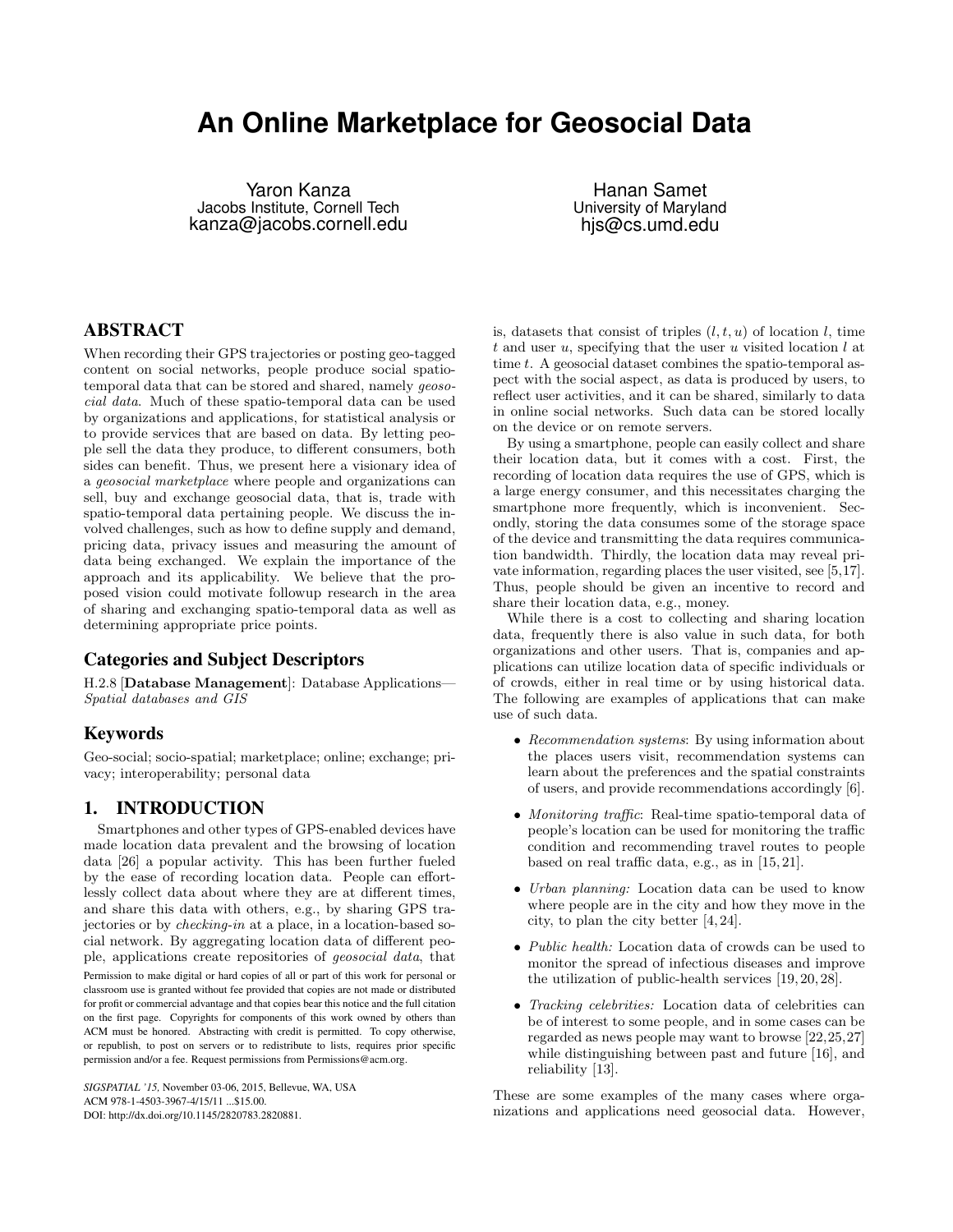# An Online Marketplace for Geosocial Data

Yaron Kanza
Jacobs Institute, Cornell Tech
kanza@jacobs.cornell.edu

Hanan Samet
University of Maryland
hjs@cs.umd.edu

## ABSTRACT

When recording their GPS trajectories or posting geo-tagged content on social networks, people produce social spatio-temporal data that can be stored and shared, namely *geosocial data*. Much of these spatio-temporal data can be used by organizations and applications, for statistical analysis or to provide services that are based on data. By letting people sell the data they produce, to different consumers, both sides can benefit. Thus, we present here a visionary idea of a *geosocial marketplace* where people and organizations can sell, buy and exchange geosocial data, that is, trade with spatio-temporal data pertaining people. We discuss the involved challenges, such as how to define supply and demand, pricing data, privacy issues and measuring the amount of data being exchanged. We explain the importance of the approach and its applicability. We believe that the proposed vision could motivate followup research in the area of sharing and exchanging spatio-temporal data as well as determining appropriate price points.

### Categories and Subject Descriptors

H.2.8 [**Database Management**]: Database Applications—*Spatial databases and GIS*

### Keywords

Geo-social; socio-spatial; marketplace; online; exchange; privacy; interoperability; personal data

## 1. INTRODUCTION

Smartphones and other types of GPS-enabled devices have made location data prevalent and the browsing of location data [26] a popular activity. This has been further fueled by the ease of recording location data. People can effortlessly collect data about where they are at different times, and share this data with others, e.g., by sharing GPS trajectories or by *checking-in* at a place, in a location-based social network. By aggregating location data of different people, applications create repositories of *geosocial data*, that is, datasets that consist of triples $(l, t, u)$ of location $l$, time $t$ and user $u$, specifying that the user $u$ visited location $l$ at time $t$. A geosocial dataset combines the spatio-temporal aspect with the social aspect, as data is produced by users, to reflect user activities, and it can be shared, similarly to data in online social networks. Such data can be stored locally on the device or on remote servers.

Permission to make digital or hard copies of all or part of this work for personal or classroom use is granted without fee provided that copies are not made or distributed for profit or commercial advantage and that copies bear this notice and the full citation on the first page. Copyrights for components of this work owned by others than ACM must be honored. Abstracting with credit is permitted. To copy otherwise, or republish, to post on servers or to redistribute to lists, requires prior specific permission and/or a fee. Request permissions from Permissions@acm.org.

*SIGSPATIAL '15,* November 03-06, 2015, Bellevue, WA, USA
ACM 978-1-4503-3967-4/15/11 ...$15.00.
DOI: http://dx.doi.org/10.1145/2820783.2820881.

By using a smartphone, people can easily collect and share their location data, but it comes with a cost. First, the recording of location data requires the use of GPS, which is a large energy consumer, and this necessitates charging the smartphone more frequently, which is inconvenient. Secondly, storing the data consumes some of the storage space of the device and transmitting the data requires communication bandwidth. Thirdly, the location data may reveal private information, regarding places the user visited, see [5,17]. Thus, people should be given an incentive to record and share their location data, e.g., money.

While there is a cost to collecting and sharing location data, frequently there is also value in such data, for both organizations and other users. That is, companies and applications can utilize location data of specific individuals or of crowds, either in real time or by using historical data. The following are examples of applications that can make use of such data.

- *Recommendation systems*: By using information about the places users visit, recommendation systems can learn about the preferences and the spatial constraints of users, and provide recommendations accordingly [6].
- *Monitoring traffic*: Real-time spatio-temporal data of people's location can be used for monitoring the traffic condition and recommending travel routes to people based on real traffic data, e.g., as in [15, 21].
- *Urban planning:* Location data can be used to know where people are in the city and how they move in the city, to plan the city better [4, 24].
- *Public health:* Location data of crowds can be used to monitor the spread of infectious diseases and improve the utilization of public-health services [19, 20, 28].
- *Tracking celebrities:* Location data of celebrities can be of interest to some people, and in some cases can be regarded as news people may want to browse [22,25,27] while distinguishing between past and future [16], and reliability [13].

These are some examples of the many cases where organizations and applications need geosocial data. However,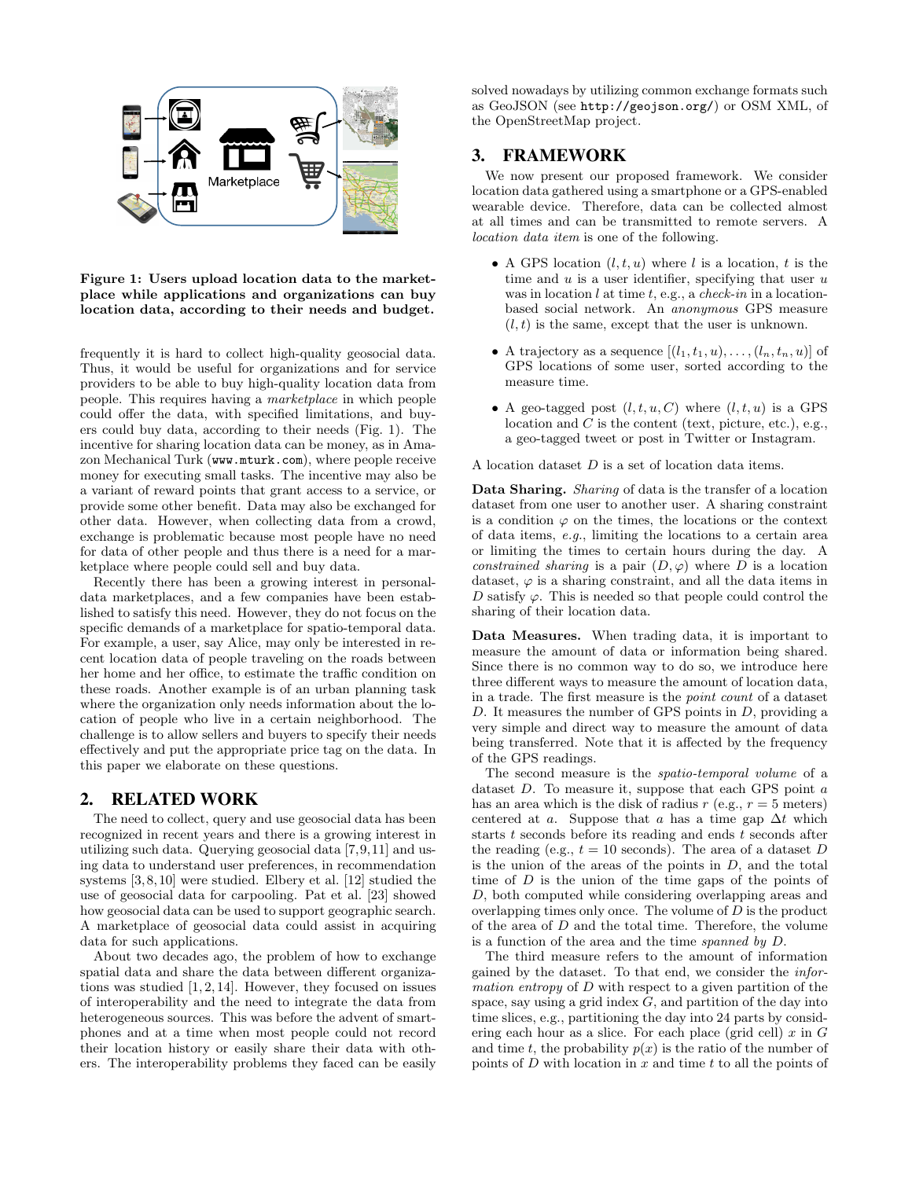Marketplace

**Figure 1: Users upload location data to the marketplace while applications and organizations can buy location data, according to their needs and budget.**

frequently it is hard to collect high-quality geosocial data. Thus, it would be useful for organizations and for service providers to be able to buy high-quality location data from people. This requires having a *marketplace* in which people could offer the data, with specified limitations, and buyers could buy data, according to their needs (Fig. 1). The incentive for sharing location data can be money, as in Amazon Mechanical Turk (`www.mturk.com`), where people receive money for executing small tasks. The incentive may also be a variant of reward points that grant access to a service, or provide some other benefit. Data may also be exchanged for other data. However, when collecting data from a crowd, exchange is problematic because most people have no need for data of other people and thus there is a need for a marketplace where people could sell and buy data.

Recently there has been a growing interest in personal-data marketplaces, and a few companies have been established to satisfy this need. However, they do not focus on the specific demands of a marketplace for spatio-temporal data. For example, a user, say Alice, may only be interested in recent location data of people traveling on the roads between her home and her office, to estimate the traffic condition on these roads. Another example is of an urban planning task where the organization only needs information about the location of people who live in a certain neighborhood. The challenge is to allow sellers and buyers to specify their needs effectively and put the appropriate price tag on the data. In this paper we elaborate on these questions.

## 2. RELATED WORK

The need to collect, query and use geosocial data has been recognized in recent years and there is a growing interest in utilizing such data. Querying geosocial data [7,9,11] and using data to understand user preferences, in recommendation systems [3,8,10] were studied. Elbery et al. [12] studied the use of geosocial data for carpooling. Pat et al. [23] showed how geosocial data can be used to support geographic search. A marketplace of geosocial data could assist in acquiring data for such applications.

About two decades ago, the problem of how to exchange spatial data and share the data between different organizations was studied [1,2,14]. However, they focused on issues of interoperability and the need to integrate the data from heterogeneous sources. This was before the advent of smartphones and at a time when most people could not record their location history or easily share their data with others. The interoperability problems they faced can be easily solved nowadays by utilizing common exchange formats such as GeoJSON (see `http://geojson.org/`) or OSM XML, of the OpenStreetMap project.

## 3. FRAMEWORK

We now present our proposed framework. We consider location data gathered using a smartphone or a GPS-enabled wearable device. Therefore, data can be collected almost at all times and can be transmitted to remote servers. A *location data item* is one of the following.

- A GPS location $(l, t, u)$ where $l$ is a location, $t$ is the time and $u$ is a user identifier, specifying that user $u$ was in location $l$ at time $t$, e.g., a *check-in* in a location-based social network. An *anonymous* GPS measure $(l, t)$ is the same, except that the user is unknown.
- A trajectory as a sequence $[(l_1, t_1, u), \ldots, (l_n, t_n, u)]$ of GPS locations of some user, sorted according to the measure time.
- A geo-tagged post $(l, t, u, C)$ where $(l, t, u)$ is a GPS location and $C$ is the content (text, picture, etc.), e.g., a geo-tagged tweet or post in Twitter or Instagram.

A location dataset $D$ is a set of location data items.

**Data Sharing.** *Sharing* of data is the transfer of a location dataset from one user to another user. A sharing constraint is a condition $\varphi$ on the times, the locations or the context of data items, *e.g.*, limiting the locations to a certain area or limiting the times to certain hours during the day. A *constrained sharing* is a pair $(D, \varphi)$ where $D$ is a location dataset, $\varphi$ is a sharing constraint, and all the data items in $D$ satisfy $\varphi$. This is needed so that people could control the sharing of their location data.

**Data Measures.** When trading data, it is important to measure the amount of data or information being shared. Since there is no common way to do so, we introduce here three different ways to measure the amount of location data, in a trade. The first measure is the *point count* of a dataset $D$. It measures the number of GPS points in $D$, providing a very simple and direct way to measure the amount of data being transferred. Note that it is affected by the frequency of the GPS readings.

The second measure is the *spatio-temporal volume* of a dataset $D$. To measure it, suppose that each GPS point $a$ has an area which is the disk of radius $r$ (e.g., $r = 5$ meters) centered at $a$. Suppose that $a$ has a time gap $\Delta t$ which starts $t$ seconds before its reading and ends $t$ seconds after the reading (e.g., $t = 10$ seconds). The area of a dataset $D$ is the union of the areas of the points in $D$, and the total time of $D$ is the union of the time gaps of the points of $D$, both computed while considering overlapping areas and overlapping times only once. The volume of $D$ is the product of the area of $D$ and the total time. Therefore, the volume is a function of the area and the time *spanned by* $D$.

The third measure refers to the amount of information gained by the dataset. To that end, we consider the *information entropy* of $D$ with respect to a given partition of the space, say using a grid index $G$, and partition of the day into time slices, e.g., partitioning the day into 24 parts by considering each hour as a slice. For each place (grid cell) $x$ in $G$ and time $t$, the probability $p(x)$ is the ratio of the number of points of $D$ with location in $x$ and time $t$ to all the points of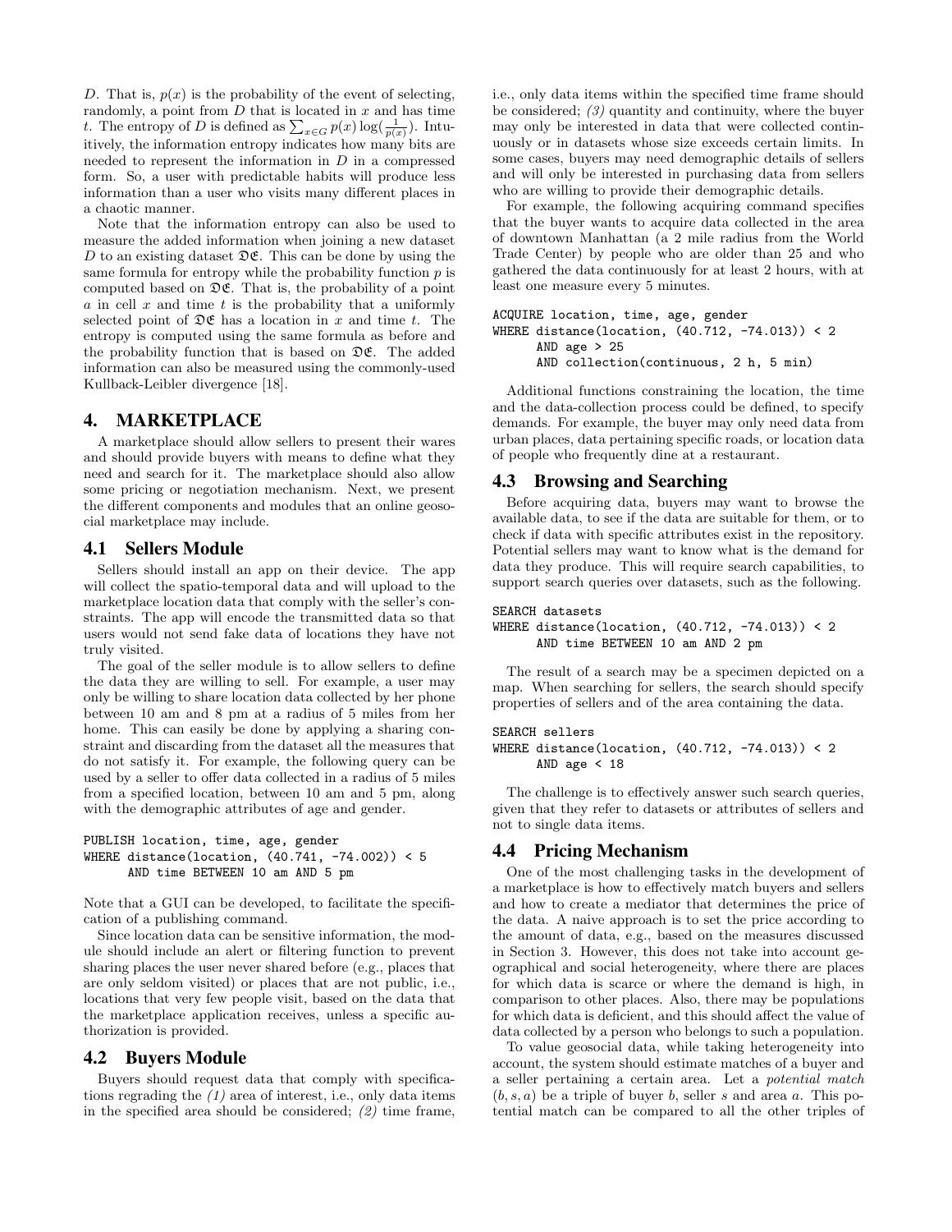$D$. That is, $p(x)$ is the probability of the event of selecting, randomly, a point from $D$ that is located in $x$ and has time $t$. The entropy of $D$ is defined as $\sum_{x \in G} p(x) \log(\frac{1}{p(x)})$. Intuitively, the information entropy indicates how many bits are needed to represent the information in $D$ in a compressed form. So, a user with predictable habits will produce less information than a user who visits many different places in a chaotic manner.

Note that the information entropy can also be used to measure the added information when joining a new dataset $D$ to an existing dataset $\mathfrak{DE}$. This can be done by using the same formula for entropy while the probability function $p$ is computed based on $\mathfrak{DE}$. That is, the probability of a point $a$ in cell $x$ and time $t$ is the probability that a uniformly selected point of $\mathfrak{DE}$ has a location in $x$ and time $t$. The entropy is computed using the same formula as before and the probability function that is based on $\mathfrak{DE}$. The added information can also be measured using the commonly-used Kullback-Leibler divergence [18].

# 4. MARKETPLACE

A marketplace should allow sellers to present their wares and should provide buyers with means to define what they need and search for it. The marketplace should also allow some pricing or negotiation mechanism. Next, we present the different components and modules that an online geosocial marketplace may include.

## 4.1 Sellers Module

Sellers should install an app on their device. The app will collect the spatio-temporal data and will upload to the marketplace location data that comply with the seller's constraints. The app will encode the transmitted data so that users would not send fake data of locations they have not truly visited.

The goal of the seller module is to allow sellers to define the data they are willing to sell. For example, a user may only be willing to share location data collected by her phone between 10 am and 8 pm at a radius of 5 miles from her home. This can easily be done by applying a sharing constraint and discarding from the dataset all the measures that do not satisfy it. For example, the following query can be used by a seller to offer data collected in a radius of 5 miles from a specified location, between 10 am and 5 pm, along with the demographic attributes of age and gender.

```
PUBLISH location, time, age, gender
WHERE distance(location, (40.741, -74.002)) < 5
      AND time BETWEEN 10 am AND 5 pm
```

Note that a GUI can be developed, to facilitate the specification of a publishing command.

Since location data can be sensitive information, the module should include an alert or filtering function to prevent sharing places the user never shared before (e.g., places that are only seldom visited) or places that are not public, i.e., locations that very few people visit, based on the data that the marketplace application receives, unless a specific authorization is provided.

## 4.2 Buyers Module

Buyers should request data that comply with specifications regrading the *(1)* area of interest, i.e., only data items in the specified area should be considered; *(2)* time frame, i.e., only data items within the specified time frame should be considered; *(3)* quantity and continuity, where the buyer may only be interested in data that were collected continuously or in datasets whose size exceeds certain limits. In some cases, buyers may need demographic details of sellers and will only be interested in purchasing data from sellers who are willing to provide their demographic details.

For example, the following acquiring command specifies that the buyer wants to acquire data collected in the area of downtown Manhattan (a 2 mile radius from the World Trade Center) by people who are older than 25 and who gathered the data continuously for at least 2 hours, with at least one measure every 5 minutes.

```
ACQUIRE location, time, age, gender
WHERE distance(location, (40.712, -74.013)) < 2
      AND age > 25
      AND collection(continuous, 2 h, 5 min)
```

Additional functions constraining the location, the time and the data-collection process could be defined, to specify demands. For example, the buyer may only need data from urban places, data pertaining specific roads, or location data of people who frequently dine at a restaurant.

## 4.3 Browsing and Searching

Before acquiring data, buyers may want to browse the available data, to see if the data are suitable for them, or to check if data with specific attributes exist in the repository. Potential sellers may want to know what is the demand for data they produce. This will require search capabilities, to support search queries over datasets, such as the following.

```
SEARCH datasets
WHERE distance(location, (40.712, -74.013)) < 2
      AND time BETWEEN 10 am AND 2 pm
```

The result of a search may be a specimen depicted on a map. When searching for sellers, the search should specify properties of sellers and of the area containing the data.

```
SEARCH sellers
WHERE distance(location, (40.712, -74.013)) < 2
      AND age < 18
```

The challenge is to effectively answer such search queries, given that they refer to datasets or attributes of sellers and not to single data items.

## 4.4 Pricing Mechanism

One of the most challenging tasks in the development of a marketplace is how to effectively match buyers and sellers and how to create a mediator that determines the price of the data. A naive approach is to set the price according to the amount of data, e.g., based on the measures discussed in Section 3. However, this does not take into account geographical and social heterogeneity, where there are places for which data is scarce or where the demand is high, in comparison to other places. Also, there may be populations for which data is deficient, and this should affect the value of data collected by a person who belongs to such a population.

To value geosocial data, while taking heterogeneity into account, the system should estimate matches of a buyer and a seller pertaining a certain area. Let a *potential match* $(b, s, a)$ be a triple of buyer $b$, seller $s$ and area $a$. This potential match can be compared to all the other triples of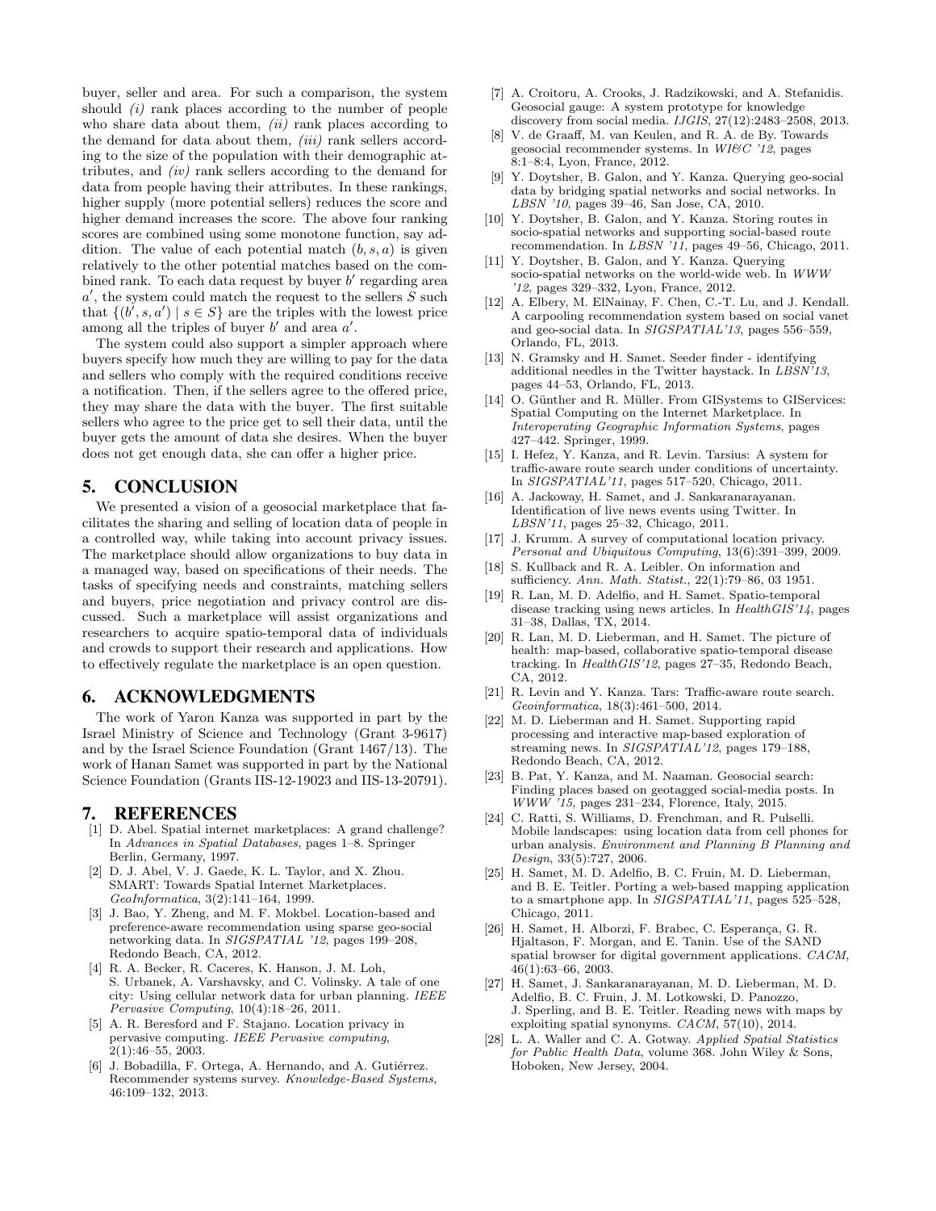buyer, seller and area. For such a comparison, the system should *(i)* rank places according to the number of people who share data about them, *(ii)* rank places according to the demand for data about them, *(iii)* rank sellers according to the size of the population with their demographic attributes, and *(iv)* rank sellers according to the demand for data from people having their attributes. In these rankings, higher supply (more potential sellers) reduces the score and higher demand increases the score. The above four ranking scores are combined using some monotone function, say addition. The value of each potential match $(b, s, a)$ is given relatively to the other potential matches based on the combined rank. To each data request by buyer $b'$ regarding area $a'$, the system could match the request to the sellers $S$ such that $\{(b', s, a') \mid s \in S\}$ are the triples with the lowest price among all the triples of buyer $b'$ and area $a'$.

The system could also support a simpler approach where buyers specify how much they are willing to pay for the data and sellers who comply with the required conditions receive a notification. Then, if the sellers agree to the offered price, they may share the data with the buyer. The first suitable sellers who agree to the price get to sell their data, until the buyer gets the amount of data she desires. When the buyer does not get enough data, she can offer a higher price.

## 5. CONCLUSION

We presented a vision of a geosocial marketplace that facilitates the sharing and selling of location data of people in a controlled way, while taking into account privacy issues. The marketplace should allow organizations to buy data in a managed way, based on specifications of their needs. The tasks of specifying needs and constraints, matching sellers and buyers, price negotiation and privacy control are discussed. Such a marketplace will assist organizations and researchers to acquire spatio-temporal data of individuals and crowds to support their research and applications. How to effectively regulate the marketplace is an open question.

## 6. ACKNOWLEDGMENTS

The work of Yaron Kanza was supported in part by the Israel Ministry of Science and Technology (Grant 3-9617) and by the Israel Science Foundation (Grant 1467/13). The work of Hanan Samet was supported in part by the National Science Foundation (Grants IIS-12-19023 and IIS-13-20791).

## 7. REFERENCES

[1] D. Abel. Spatial internet marketplaces: A grand challenge? In *Advances in Spatial Databases*, pages 1–8. Springer Berlin, Germany, 1997.

[2] D. J. Abel, V. J. Gaede, K. L. Taylor, and X. Zhou. SMART: Towards Spatial Internet Marketplaces. *GeoInformatica*, 3(2):141–164, 1999.

[3] J. Bao, Y. Zheng, and M. F. Mokbel. Location-based and preference-aware recommendation using sparse geo-social networking data. In *SIGSPATIAL '12*, pages 199–208, Redondo Beach, CA, 2012.

[4] R. A. Becker, R. Caceres, K. Hanson, J. M. Loh, S. Urbanek, A. Varshavsky, and C. Volinsky. A tale of one city: Using cellular network data for urban planning. *IEEE Pervasive Computing*, 10(4):18–26, 2011.

[5] A. R. Beresford and F. Stajano. Location privacy in pervasive computing. *IEEE Pervasive computing*, 2(1):46–55, 2003.

[6] J. Bobadilla, F. Ortega, A. Hernando, and A. Gutiérrez. Recommender systems survey. *Knowledge-Based Systems*, 46:109–132, 2013.

[7] A. Croitoru, A. Crooks, J. Radzikowski, and A. Stefanidis. Geosocial gauge: A system prototype for knowledge discovery from social media. *IJGIS*, 27(12):2483–2508, 2013.

[8] V. de Graaff, M. van Keulen, and R. A. de By. Towards geosocial recommender systems. In *WI&C '12*, pages 8:1–8:4, Lyon, France, 2012.

[9] Y. Doytsher, B. Galon, and Y. Kanza. Querying geo-social data by bridging spatial networks and social networks. In *LBSN '10*, pages 39–46, San Jose, CA, 2010.

[10] Y. Doytsher, B. Galon, and Y. Kanza. Storing routes in socio-spatial networks and supporting social-based route recommendation. In *LBSN '11*, pages 49–56, Chicago, 2011.

[11] Y. Doytsher, B. Galon, and Y. Kanza. Querying socio-spatial networks on the world-wide web. In *WWW '12*, pages 329–332, Lyon, France, 2012.

[12] A. Elbery, M. ElNainay, F. Chen, C.-T. Lu, and J. Kendall. A carpooling recommendation system based on social vanet and geo-social data. In *SIGSPATIAL'13*, pages 556–559, Orlando, FL, 2013.

[13] N. Gramsky and H. Samet. Seeder finder - identifying additional needles in the Twitter haystack. In *LBSN'13*, pages 44–53, Orlando, FL, 2013.

[14] O. Günther and R. Müller. From GISystems to GIServices: Spatial Computing on the Internet Marketplace. In *Interoperating Geographic Information Systems*, pages 427–442. Springer, 1999.

[15] I. Hefez, Y. Kanza, and R. Levin. Tarsius: A system for traffic-aware route search under conditions of uncertainty. In *SIGSPATIAL'11*, pages 517–520, Chicago, 2011.

[16] A. Jackoway, H. Samet, and J. Sankaranarayanan. Identification of live news events using Twitter. In *LBSN'11*, pages 25–32, Chicago, 2011.

[17] J. Krumm. A survey of computational location privacy. *Personal and Ubiquitous Computing*, 13(6):391–399, 2009.

[18] S. Kullback and R. A. Leibler. On information and sufficiency. *Ann. Math. Statist.*, 22(1):79–86, 03 1951.

[19] R. Lan, M. D. Adelfio, and H. Samet. Spatio-temporal disease tracking using news articles. In *HealthGIS'14*, pages 31–38, Dallas, TX, 2014.

[20] R. Lan, M. D. Lieberman, and H. Samet. The picture of health: map-based, collaborative spatio-temporal disease tracking. In *HealthGIS'12*, pages 27–35, Redondo Beach, CA, 2012.

[21] R. Levin and Y. Kanza. Tars: Traffic-aware route search. *Geoinformatica*, 18(3):461–500, 2014.

[22] M. D. Lieberman and H. Samet. Supporting rapid processing and interactive map-based exploration of streaming news. In *SIGSPATIAL'12*, pages 179–188, Redondo Beach, CA, 2012.

[23] B. Pat, Y. Kanza, and M. Naaman. Geosocial search: Finding places based on geotagged social-media posts. In *WWW '15*, pages 231–234, Florence, Italy, 2015.

[24] C. Ratti, S. Williams, D. Frenchman, and R. Pulselli. Mobile landscapes: using location data from cell phones for urban analysis. *Environment and Planning B Planning and Design*, 33(5):727, 2006.

[25] H. Samet, M. D. Adelfio, B. C. Fruin, M. D. Lieberman, and B. E. Teitler. Porting a web-based mapping application to a smartphone app. In *SIGSPATIAL'11*, pages 525–528, Chicago, 2011.

[26] H. Samet, H. Alborzi, F. Brabec, C. Esperança, G. R. Hjaltason, F. Morgan, and E. Tanin. Use of the SAND spatial browser for digital government applications. *CACM*, 46(1):63–66, 2003.

[27] H. Samet, J. Sankaranarayanan, M. D. Lieberman, M. D. Adelfio, B. C. Fruin, J. M. Lotkowski, D. Panozzo, J. Sperling, and B. E. Teitler. Reading news with maps by exploiting spatial synonyms. *CACM*, 57(10), 2014.

[28] L. A. Waller and C. A. Gotway. *Applied Spatial Statistics for Public Health Data*, volume 368. John Wiley & Sons, Hoboken, New Jersey, 2004.